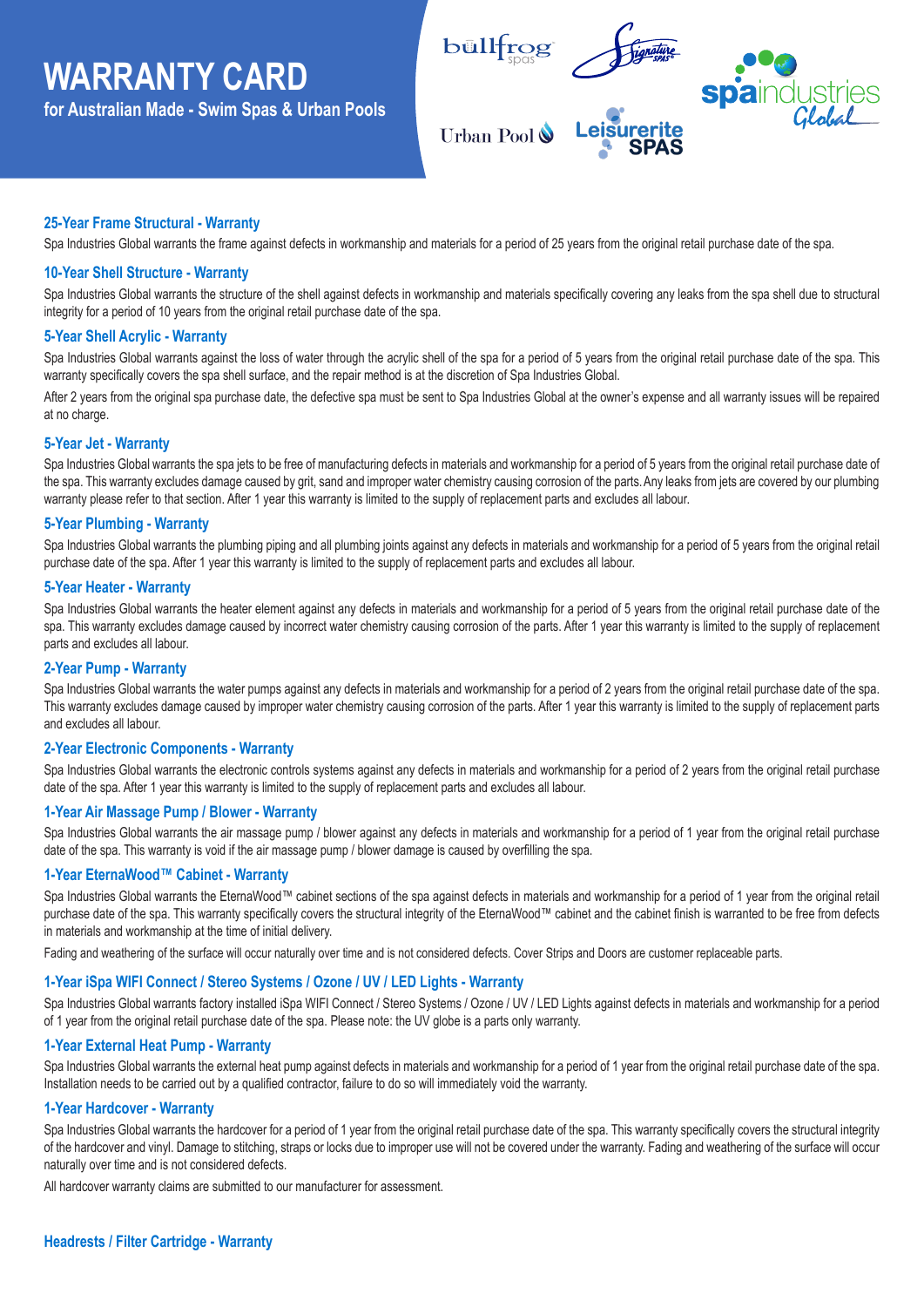# WARRANTY CARD

**for Australian Made - Swim Spas & Urban Pools**

bullfrog spas | Signature SPAS | Urban Pool | Leisurerite SPAS | spaindustries Global

### 25-Year Frame Structural - Warranty

Spa Industries Global warrants the frame against defects in workmanship and materials for a period of 25 years from the original retail purchase date of the spa.

### 10-Year Shell Structure - Warranty

Spa Industries Global warrants the structure of the shell against defects in workmanship and materials specifically covering any leaks from the spa shell due to structural integrity for a period of 10 years from the original retail purchase date of the spa.

### 5-Year Shell Acrylic - Warranty

Spa Industries Global warrants against the loss of water through the acrylic shell of the spa for a period of 5 years from the original retail purchase date of the spa. This warranty specifically covers the spa shell surface, and the repair method is at the discretion of Spa Industries Global.

After 2 years from the original spa purchase date, the defective spa must be sent to Spa Industries Global at the owner's expense and all warranty issues will be repaired at no charge.

### 5-Year Jet - Warranty

Spa Industries Global warrants the spa jets to be free of manufacturing defects in materials and workmanship for a period of 5 years from the original retail purchase date of the spa. This warranty excludes damage caused by grit, sand and improper water chemistry causing corrosion of the parts. Any leaks from jets are covered by our plumbing warranty please refer to that section. After 1 year this warranty is limited to the supply of replacement parts and excludes all labour.

### 5-Year Plumbing - Warranty

Spa Industries Global warrants the plumbing piping and all plumbing joints against any defects in materials and workmanship for a period of 5 years from the original retail purchase date of the spa. After 1 year this warranty is limited to the supply of replacement parts and excludes all labour.

### 5-Year Heater - Warranty

Spa Industries Global warrants the heater element against any defects in materials and workmanship for a period of 5 years from the original retail purchase date of the spa. This warranty excludes damage caused by incorrect water chemistry causing corrosion of the parts. After 1 year this warranty is limited to the supply of replacement parts and excludes all labour.

### 2-Year Pump - Warranty

Spa Industries Global warrants the water pumps against any defects in materials and workmanship for a period of 2 years from the original retail purchase date of the spa. This warranty excludes damage caused by improper water chemistry causing corrosion of the parts. After 1 year this warranty is limited to the supply of replacement parts and excludes all labour.

### 2-Year Electronic Components - Warranty

Spa Industries Global warrants the electronic controls systems against any defects in materials and workmanship for a period of 2 years from the original retail purchase date of the spa. After 1 year this warranty is limited to the supply of replacement parts and excludes all labour.

### 1-Year Air Massage Pump / Blower - Warranty

Spa Industries Global warrants the air massage pump / blower against any defects in materials and workmanship for a period of 1 year from the original retail purchase date of the spa. This warranty is void if the air massage pump / blower damage is caused by overfilling the spa.

### 1-Year EternaWood™ Cabinet - Warranty

Spa Industries Global warrants the EternaWood™ cabinet sections of the spa against defects in materials and workmanship for a period of 1 year from the original retail purchase date of the spa. This warranty specifically covers the structural integrity of the EternaWood™ cabinet and the cabinet finish is warranted to be free from defects in materials and workmanship at the time of initial delivery.

Fading and weathering of the surface will occur naturally over time and is not considered defects. Cover Strips and Doors are customer replaceable parts.

### 1-Year iSpa WIFI Connect / Stereo Systems / Ozone / UV / LED Lights - Warranty

Spa Industries Global warrants factory installed iSpa WIFI Connect / Stereo Systems / Ozone / UV / LED Lights against defects in materials and workmanship for a period of 1 year from the original retail purchase date of the spa. Please note: the UV globe is a parts only warranty.

### 1-Year External Heat Pump - Warranty

Spa Industries Global warrants the external heat pump against defects in materials and workmanship for a period of 1 year from the original retail purchase date of the spa. Installation needs to be carried out by a qualified contractor, failure to do so will immediately void the warranty.

### 1-Year Hardcover - Warranty

Spa Industries Global warrants the hardcover for a period of 1 year from the original retail purchase date of the spa. This warranty specifically covers the structural integrity of the hardcover and vinyl. Damage to stitching, straps or locks due to improper use will not be covered under the warranty. Fading and weathering of the surface will occur naturally over time and is not considered defects.

All hardcover warranty claims are submitted to our manufacturer for assessment.

### Headrests / Filter Cartridge - Warranty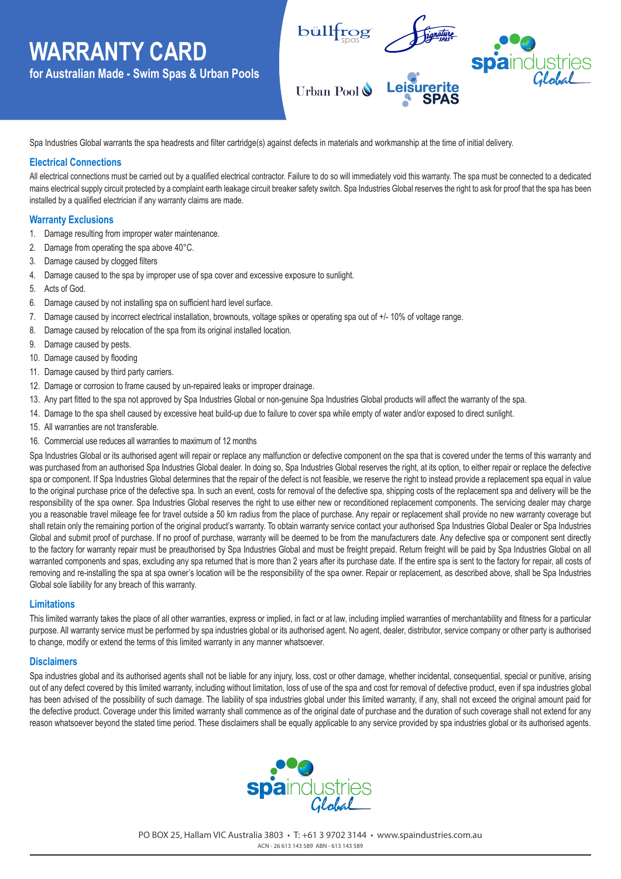# WARRANTY CARD

**for Australian Made - Swim Spas & Urban Pools**

Spa Industries Global warrants the spa headrests and filter cartridge(s) against defects in materials and workmanship at the time of initial delivery.

## Electrical Connections

All electrical connections must be carried out by a qualified electrical contractor. Failure to do so will immediately void this warranty. The spa must be connected to a dedicated mains electrical supply circuit protected by a complaint earth leakage circuit breaker safety switch. Spa Industries Global reserves the right to ask for proof that the spa has been installed by a qualified electrician if any warranty claims are made.

## Warranty Exclusions

1. Damage resulting from improper water maintenance.
2. Damage from operating the spa above 40°C.
3. Damage caused by clogged filters
4. Damage caused to the spa by improper use of spa cover and excessive exposure to sunlight.
5. Acts of God.
6. Damage caused by not installing spa on sufficient hard level surface.
7. Damage caused by incorrect electrical installation, brownouts, voltage spikes or operating spa out of +/- 10% of voltage range.
8. Damage caused by relocation of the spa from its original installed location.
9. Damage caused by pests.
10. Damage caused by flooding
11. Damage caused by third party carriers.
12. Damage or corrosion to frame caused by un-repaired leaks or improper drainage.
13. Any part fitted to the spa not approved by Spa Industries Global or non-genuine Spa Industries Global products will affect the warranty of the spa.
14. Damage to the spa shell caused by excessive heat build-up due to failure to cover spa while empty of water and/or exposed to direct sunlight.
15. All warranties are not transferable.
16. Commercial use reduces all warranties to maximum of 12 months

Spa Industries Global or its authorised agent will repair or replace any malfunction or defective component on the spa that is covered under the terms of this warranty and was purchased from an authorised Spa Industries Global dealer. In doing so, Spa Industries Global reserves the right, at its option, to either repair or replace the defective spa or component. If Spa Industries Global determines that the repair of the defect is not feasible, we reserve the right to instead provide a replacement spa equal in value to the original purchase price of the defective spa. In such an event, costs for removal of the defective spa, shipping costs of the replacement spa and delivery will be the responsibility of the spa owner. Spa Industries Global reserves the right to use either new or reconditioned replacement components. The servicing dealer may charge you a reasonable travel mileage fee for travel outside a 50 km radius from the place of purchase. Any repair or replacement shall provide no new warranty coverage but shall retain only the remaining portion of the original product's warranty. To obtain warranty service contact your authorised Spa Industries Global Dealer or Spa Industries Global and submit proof of purchase. If no proof of purchase, warranty will be deemed to be from the manufacturers date. Any defective spa or component sent directly to the factory for warranty repair must be preauthorised by Spa Industries Global and must be freight prepaid. Return freight will be paid by Spa Industries Global on all warranted components and spas, excluding any spa returned that is more than 2 years after its purchase date. If the entire spa is sent to the factory for repair, all costs of removing and re-installing the spa at spa owner's location will be the responsibility of the spa owner. Repair or replacement, as described above, shall be Spa Industries Global sole liability for any breach of this warranty.

## Limitations

This limited warranty takes the place of all other warranties, express or implied, in fact or at law, including implied warranties of merchantability and fitness for a particular purpose. All warranty service must be performed by spa industries global or its authorised agent. No agent, dealer, distributor, service company or other party is authorised to change, modify or extend the terms of this limited warranty in any manner whatsoever.

## Disclaimers

Spa industries global and its authorised agents shall not be liable for any injury, loss, cost or other damage, whether incidental, consequential, special or punitive, arising out of any defect covered by this limited warranty, including without limitation, loss of use of the spa and cost for removal of defective product, even if spa industries global has been advised of the possibility of such damage. The liability of spa industries global under this limited warranty, if any, shall not exceed the original amount paid for the defective product. Coverage under this limited warranty shall commence as of the original date of purchase and the duration of such coverage shall not extend for any reason whatsoever beyond the stated time period. These disclaimers shall be equally applicable to any service provided by spa industries global or its authorised agents.

PO BOX 25, Hallam VIC Australia 3803 • T: +61 3 9702 3144 • www.spaindustries.com.au

ACN - 26 613 143 589 ABN - 613 143 589